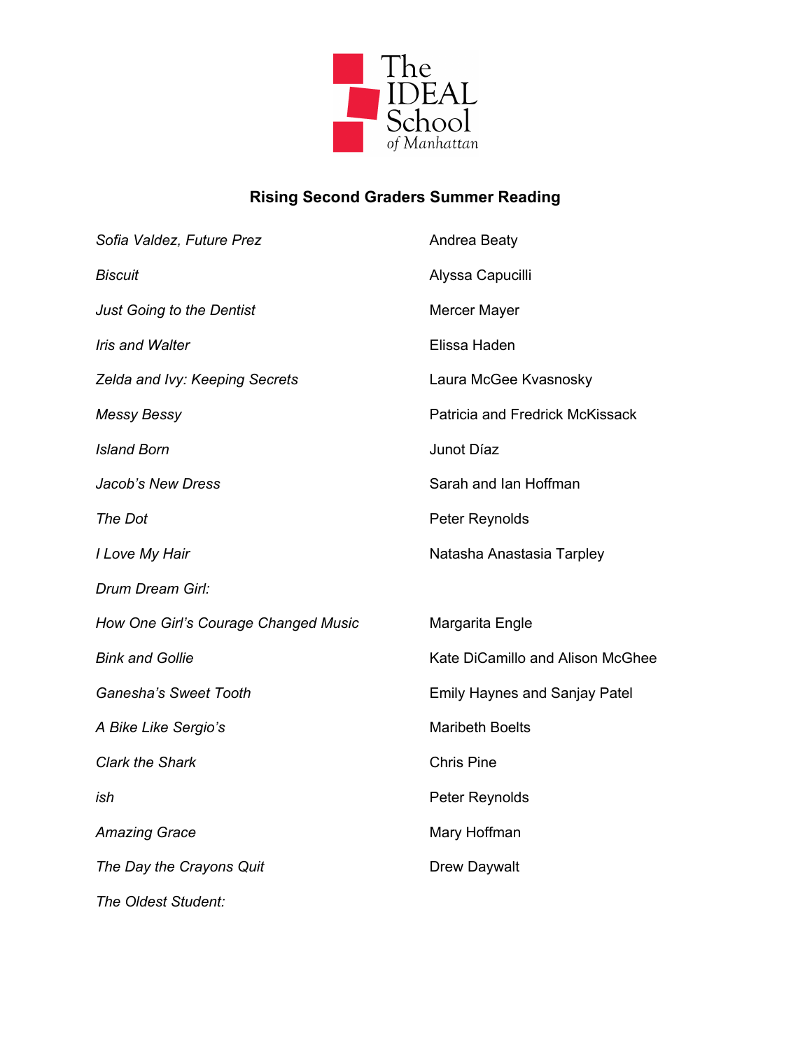The IDEAL School of Manhattan

## Rising Second Graders Summer Reading

| | |
|---|---|
| *Sofia Valdez, Future Prez* | Andrea Beaty |
| *Biscuit* | Alyssa Capucilli |
| *Just Going to the Dentist* | Mercer Mayer |
| *Iris and Walter* | Elissa Haden |
| *Zelda and Ivy: Keeping Secrets* | Laura McGee Kvasnosky |
| *Messy Bessy* | Patricia and Fredrick McKissack |
| *Island Born* | Junot Díaz |
| *Jacob's New Dress* | Sarah and Ian Hoffman |
| *The Dot* | Peter Reynolds |
| *I Love My Hair* | Natasha Anastasia Tarpley |
| *Drum Dream Girl: How One Girl's Courage Changed Music* | Margarita Engle |
| *Bink and Gollie* | Kate DiCamillo and Alison McGhee |
| *Ganesha's Sweet Tooth* | Emily Haynes and Sanjay Patel |
| *A Bike Like Sergio's* | Maribeth Boelts |
| *Clark the Shark* | Chris Pine |
| *ish* | Peter Reynolds |
| *Amazing Grace* | Mary Hoffman |
| *The Day the Crayons Quit* | Drew Daywalt |
| *The Oldest Student:* | |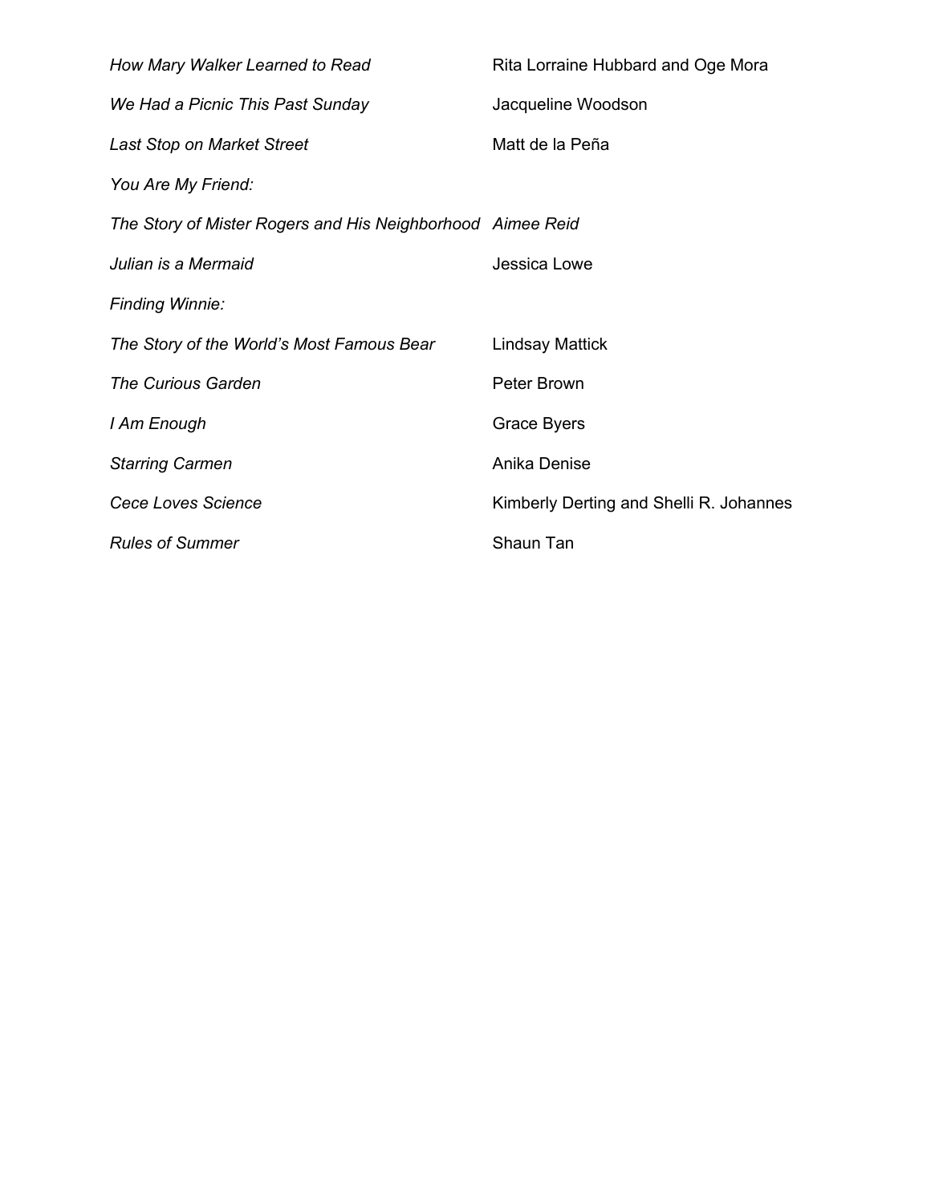| | |
|---|---|
| *How Mary Walker Learned to Read* | Rita Lorraine Hubbard and Oge Mora |
| *We Had a Picnic This Past Sunday* | Jacqueline Woodson |
| *Last Stop on Market Street* | Matt de la Peña |
| *You Are My Friend: The Story of Mister Rogers and His Neighborhood* | *Aimee Reid* |
| *Julian is a Mermaid* | Jessica Lowe |
| *Finding Winnie: The Story of the World's Most Famous Bear* | Lindsay Mattick |
| *The Curious Garden* | Peter Brown |
| *I Am Enough* | Grace Byers |
| *Starring Carmen* | Anika Denise |
| *Cece Loves Science* | Kimberly Derting and Shelli R. Johannes |
| *Rules of Summer* | Shaun Tan |